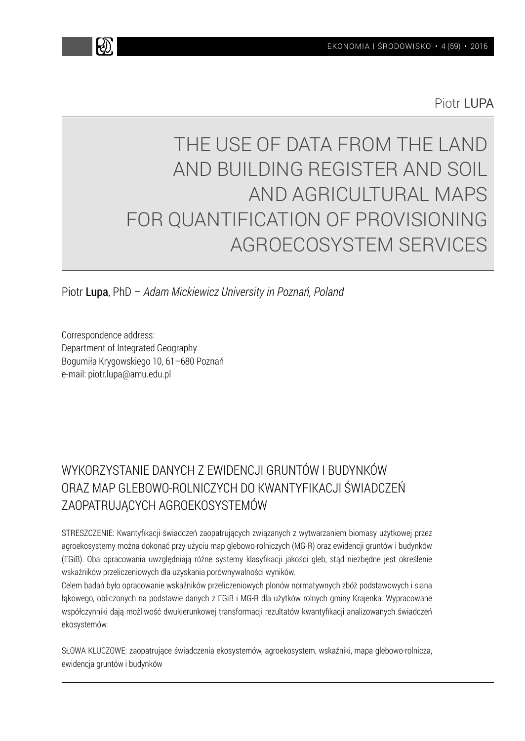Piotr **LUPA**

# THE USE OF DATA FROM THE LAND AND BUILDING REGISTER AND SOIL AND AGRICULTURAL MAPS FOR QUANTIFICATION OF PROVISIONING AGROECOSYSTEM SERVICES

Piotr **Lupa**, PhD – *Adam Mickiewicz University in Poznań, Poland*

Correspondence address:
Department of Integrated Geography
Bogumiła Krygowskiego 10, 61–680 Poznań
e-mail: piotr.lupa@amu.edu.pl

## WYKORZYSTANIE DANYCH Z EWIDENCJI GRUNTÓW I BUDYNKÓW ORAZ MAP GLEBOWO-ROLNICZYCH DO KWANTYFIKACJI ŚWIADCZEŃ ZAOPATRUJĄCYCH AGROEKOSYSTEMÓW

STRESZCZENIE: Kwantyfikacji świadczeń zaopatrujących związanych z wytwarzaniem biomasy użytkowej przez agroekosystemy można dokonać przy użyciu map glebowo-rolniczych (MG-R) oraz ewidencji gruntów i budynków (EGiB). Oba opracowania uwzględniają różne systemy klasyfikacji jakości gleb, stąd niezbędne jest określenie wskaźników przeliczeniowych dla uzyskania porównywalności wyników.

Celem badań było opracowanie wskaźników przeliczeniowych plonów normatywnych zbóż podstawowych i siana łąkowego, obliczonych na podstawie danych z EGiB i MG-R dla użytków rolnych gminy Krajenka. Wypracowane współczynniki dają możliwość dwukierunkowej transformacji rezultatów kwantyfikacji analizowanych świadczeń ekosystemów.

SŁOWA KLUCZOWE: zaopatrujące świadczenia ekosystemów, agroekosystem, wskaźniki, mapa glebowo-rolnicza, ewidencja gruntów i budynków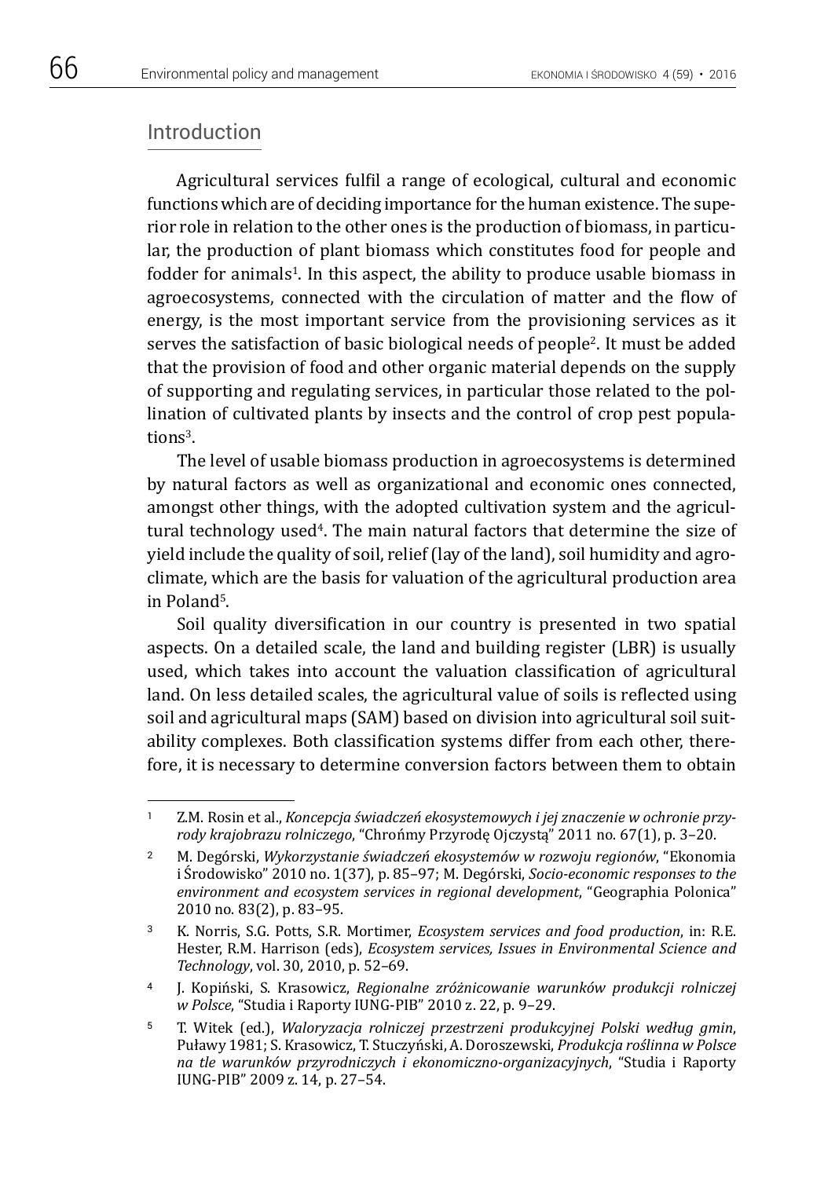## Introduction

Agricultural services fulfil a range of ecological, cultural and economic functions which are of deciding importance for the human existence. The superior role in relation to the other ones is the production of biomass, in particular, the production of plant biomass which constitutes food for people and fodder for animals[1]. In this aspect, the ability to produce usable biomass in agroecosystems, connected with the circulation of matter and the flow of energy, is the most important service from the provisioning services as it serves the satisfaction of basic biological needs of people[2]. It must be added that the provision of food and other organic material depends on the supply of supporting and regulating services, in particular those related to the pollination of cultivated plants by insects and the control of crop pest populations[3].

The level of usable biomass production in agroecosystems is determined by natural factors as well as organizational and economic ones connected, amongst other things, with the adopted cultivation system and the agricultural technology used[4]. The main natural factors that determine the size of yield include the quality of soil, relief (lay of the land), soil humidity and agroclimate, which are the basis for valuation of the agricultural production area in Poland[5].

Soil quality diversification in our country is presented in two spatial aspects. On a detailed scale, the land and building register (LBR) is usually used, which takes into account the valuation classification of agricultural land. On less detailed scales, the agricultural value of soils is reflected using soil and agricultural maps (SAM) based on division into agricultural soil suitability complexes. Both classification systems differ from each other, therefore, it is necessary to determine conversion factors between them to obtain

---

1 Z.M. Rosin et al., *Koncepcja świadczeń ekosystemowych i jej znaczenie w ochronie przyrody krajobrazu rolniczego*, "Chrońmy Przyrodę Ojczystą" 2011 no. 67(1), p. 3–20.

2 M. Degórski, *Wykorzystanie świadczeń ekosystemów w rozwoju regionów*, "Ekonomia i Środowisko" 2010 no. 1(37), p. 85–97; M. Degórski, *Socio-economic responses to the environment and ecosystem services in regional development*, "Geographia Polonica" 2010 no. 83(2), p. 83–95.

3 K. Norris, S.G. Potts, S.R. Mortimer, *Ecosystem services and food production*, in: R.E. Hester, R.M. Harrison (eds), *Ecosystem services, Issues in Environmental Science and Technology*, vol. 30, 2010, p. 52–69.

4 J. Kopiński, S. Krasowicz, *Regionalne zróżnicowanie warunków produkcji rolniczej w Polsce*, "Studia i Raporty IUNG-PIB" 2010 z. 22, p. 9–29.

5 T. Witek (ed.), *Waloryzacja rolniczej przestrzeni produkcyjnej Polski według gmin*, Puławy 1981; S. Krasowicz, T. Stuczyński, A. Doroszewski, *Produkcja roślinna w Polsce na tle warunków przyrodniczych i ekonomiczno-organizacyjnych*, "Studia i Raporty IUNG-PIB" 2009 z. 14, p. 27–54.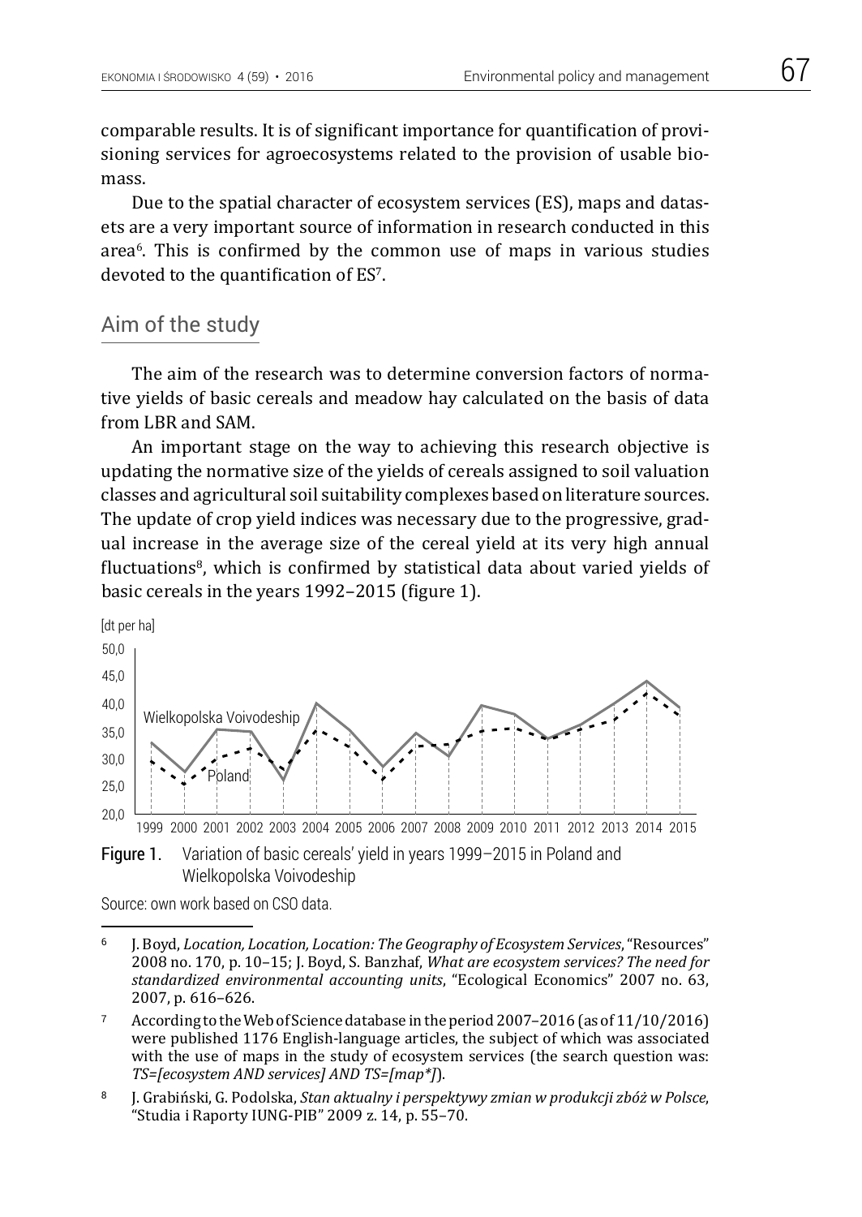comparable results. It is of significant importance for quantification of provisioning services for agroecosystems related to the provision of usable biomass.

Due to the spatial character of ecosystem services (ES), maps and datasets are a very important source of information in research conducted in this area[6]. This is confirmed by the common use of maps in various studies devoted to the quantification of ES[7].

## Aim of the study

The aim of the research was to determine conversion factors of normative yields of basic cereals and meadow hay calculated on the basis of data from LBR and SAM.

An important stage on the way to achieving this research objective is updating the normative size of the yields of cereals assigned to soil valuation classes and agricultural soil suitability complexes based on literature sources. The update of crop yield indices was necessary due to the progressive, gradual increase in the average size of the cereal yield at its very high annual fluctuations[8], which is confirmed by statistical data about varied yields of basic cereals in the years 1992–2015 (figure 1).

[dt per ha]

50,0
45,0
40,0
35,0
30,0
25,0
20,0

Wielkopolska Voivodeship

Poland

1999 2000 2001 2002 2003 2004 2005 2006 2007 2008 2009 2010 2011 2012 2013 2014 2015

**Figure 1.** Variation of basic cereals' yield in years 1999–2015 in Poland and Wielkopolska Voivodeship

Source: own work based on CSO data.

---

[6] J. Boyd, *Location, Location, Location: The Geography of Ecosystem Services*, "Resources" 2008 no. 170, p. 10–15; J. Boyd, S. Banzhaf, *What are ecosystem services? The need for standardized environmental accounting units*, "Ecological Economics" 2007 no. 63, 2007, p. 616–626.

[7] According to the Web of Science database in the period 2007–2016 (as of 11/10/2016) were published 1176 English-language articles, the subject of which was associated with the use of maps in the study of ecosystem services (the search question was: *TS=[ecosystem AND services] AND TS=[map*]*).

[8] J. Grabiński, G. Podolska, *Stan aktualny i perspektywy zmian w produkcji zbóż w Polsce*, "Studia i Raporty IUNG-PIB" 2009 z. 14, p. 55–70.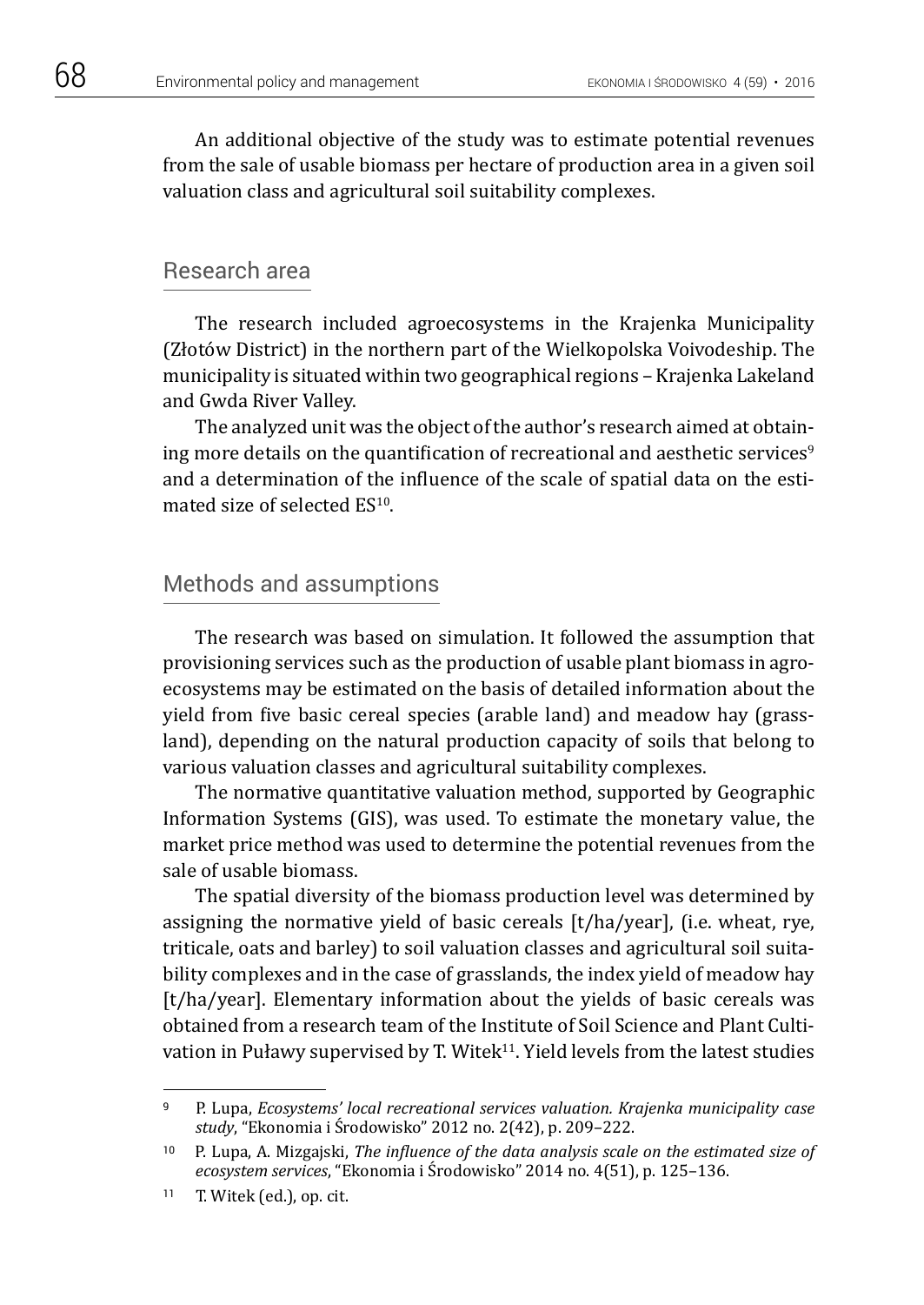An additional objective of the study was to estimate potential revenues from the sale of usable biomass per hectare of production area in a given soil valuation class and agricultural soil suitability complexes.

## Research area

The research included agroecosystems in the Krajenka Municipality (Złotów District) in the northern part of the Wielkopolska Voivodeship. The municipality is situated within two geographical regions – Krajenka Lakeland and Gwda River Valley.

The analyzed unit was the object of the author's research aimed at obtaining more details on the quantification of recreational and aesthetic services[9] and a determination of the influence of the scale of spatial data on the estimated size of selected ES[10].

## Methods and assumptions

The research was based on simulation. It followed the assumption that provisioning services such as the production of usable plant biomass in agroecosystems may be estimated on the basis of detailed information about the yield from five basic cereal species (arable land) and meadow hay (grassland), depending on the natural production capacity of soils that belong to various valuation classes and agricultural suitability complexes.

The normative quantitative valuation method, supported by Geographic Information Systems (GIS), was used. To estimate the monetary value, the market price method was used to determine the potential revenues from the sale of usable biomass.

The spatial diversity of the biomass production level was determined by assigning the normative yield of basic cereals [t/ha/year], (i.e. wheat, rye, triticale, oats and barley) to soil valuation classes and agricultural soil suitability complexes and in the case of grasslands, the index yield of meadow hay [t/ha/year]. Elementary information about the yields of basic cereals was obtained from a research team of the Institute of Soil Science and Plant Cultivation in Puławy supervised by T. Witek[11]. Yield levels from the latest studies

---

[9] P. Lupa, *Ecosystems' local recreational services valuation. Krajenka municipality case study*, "Ekonomia i Środowisko" 2012 no. 2(42), p. 209–222.

[10] P. Lupa, A. Mizgajski, *The influence of the data analysis scale on the estimated size of ecosystem services*, "Ekonomia i Środowisko" 2014 no. 4(51), p. 125–136.

[11] T. Witek (ed.), op. cit.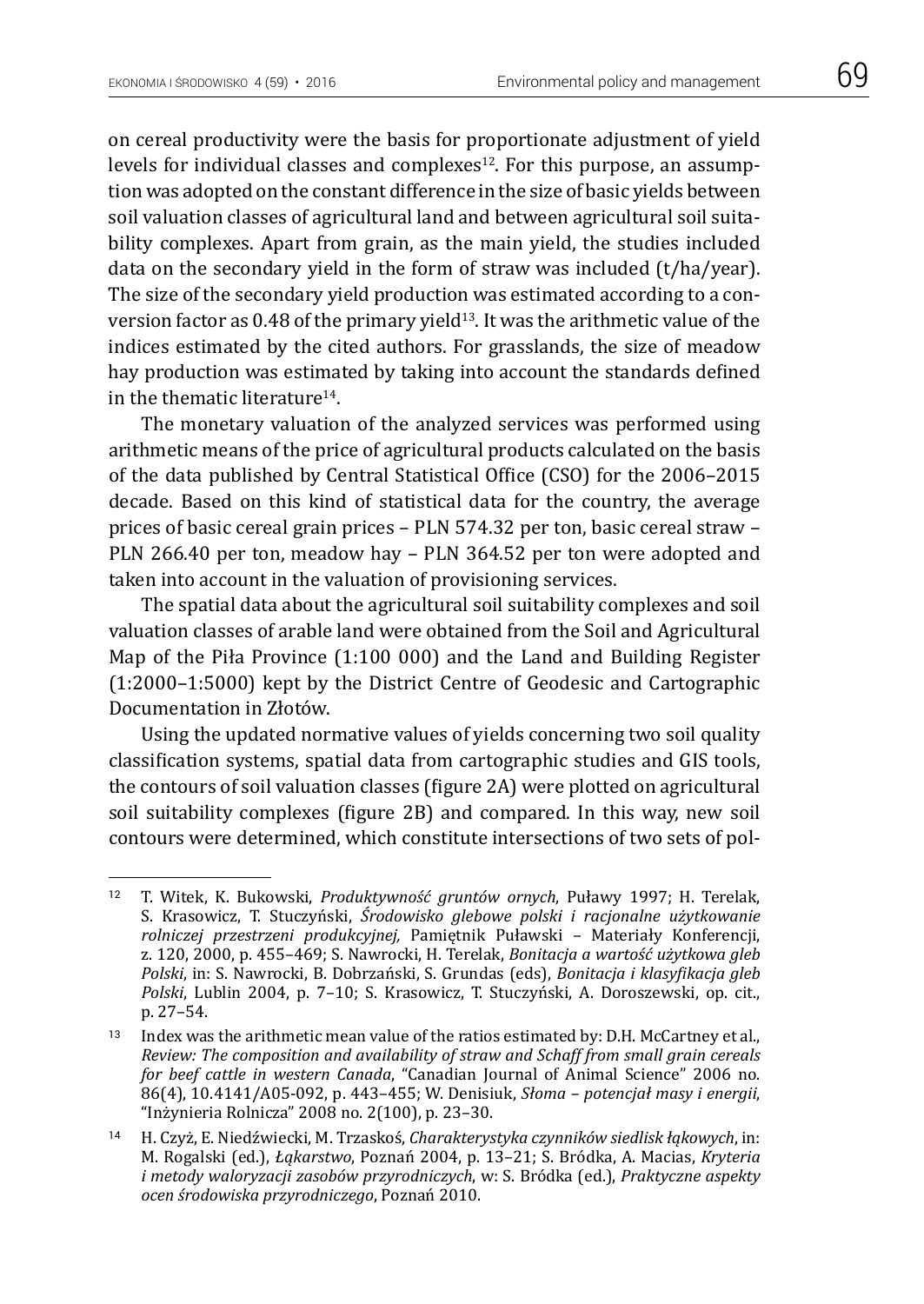on cereal productivity were the basis for proportionate adjustment of yield levels for individual classes and complexes[12]. For this purpose, an assumption was adopted on the constant difference in the size of basic yields between soil valuation classes of agricultural land and between agricultural soil suitability complexes. Apart from grain, as the main yield, the studies included data on the secondary yield in the form of straw was included (t/ha/year). The size of the secondary yield production was estimated according to a conversion factor as 0.48 of the primary yield[13]. It was the arithmetic value of the indices estimated by the cited authors. For grasslands, the size of meadow hay production was estimated by taking into account the standards defined in the thematic literature[14].

The monetary valuation of the analyzed services was performed using arithmetic means of the price of agricultural products calculated on the basis of the data published by Central Statistical Office (CSO) for the 2006–2015 decade. Based on this kind of statistical data for the country, the average prices of basic cereal grain prices – PLN 574.32 per ton, basic cereal straw – PLN 266.40 per ton, meadow hay – PLN 364.52 per ton were adopted and taken into account in the valuation of provisioning services.

The spatial data about the agricultural soil suitability complexes and soil valuation classes of arable land were obtained from the Soil and Agricultural Map of the Piła Province (1:100 000) and the Land and Building Register (1:2000–1:5000) kept by the District Centre of Geodesic and Cartographic Documentation in Złotów.

Using the updated normative values of yields concerning two soil quality classification systems, spatial data from cartographic studies and GIS tools, the contours of soil valuation classes (figure 2A) were plotted on agricultural soil suitability complexes (figure 2B) and compared. In this way, new soil contours were determined, which constitute intersections of two sets of pol-

---

[12] T. Witek, K. Bukowski, *Produktywność gruntów ornych*, Puławy 1997; H. Terelak, S. Krasowicz, T. Stuczyński, *Środowisko glebowe polski i racjonalne użytkowanie rolniczej przestrzeni produkcyjnej,* Pamiętnik Puławski – Materiały Konferencji, z. 120, 2000, p. 455–469; S. Nawrocki, H. Terelak, *Bonitacja a wartość użytkowa gleb Polski*, in: S. Nawrocki, B. Dobrzański, S. Grundas (eds), *Bonitacja i klasyfikacja gleb Polski*, Lublin 2004, p. 7–10; S. Krasowicz, T. Stuczyński, A. Doroszewski, op. cit., p. 27–54.

[13] Index was the arithmetic mean value of the ratios estimated by: D.H. McCartney et al., *Review: The composition and availability of straw and Schaff from small grain cereals for beef cattle in western Canada*, "Canadian Journal of Animal Science" 2006 no. 86(4), 10.4141/A05-092, p. 443–455; W. Denisiuk, *Słoma – potencjał masy i energii*, "Inżynieria Rolnicza" 2008 no. 2(100), p. 23–30.

[14] H. Czyż, E. Niedźwiecki, M. Trzaskoś, *Charakterystyka czynników siedlisk łąkowych*, in: M. Rogalski (ed.), *Łąkarstwo*, Poznań 2004, p. 13–21; S. Bródka, A. Macias, *Kryteria i metody waloryzacji zasobów przyrodniczych*, w: S. Bródka (ed.), *Praktyczne aspekty ocen środowiska przyrodniczego*, Poznań 2010.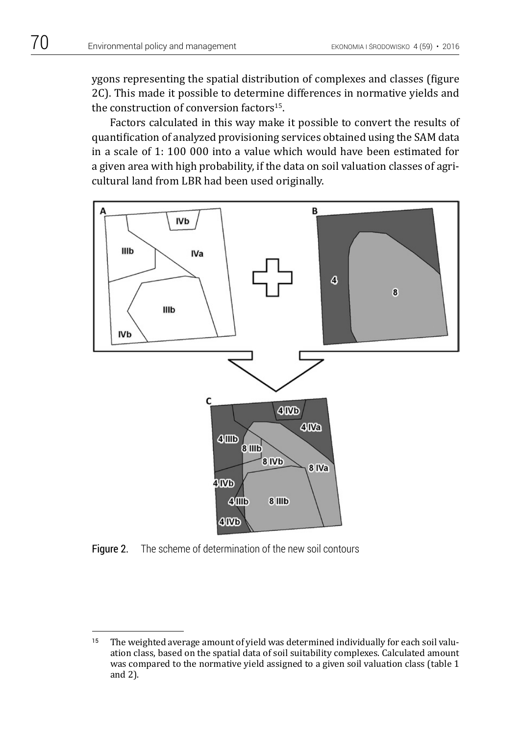ygons representing the spatial distribution of complexes and classes (figure 2C). This made it possible to determine differences in normative yields and the construction of conversion factors[15].

Factors calculated in this way make it possible to convert the results of quantification of analyzed provisioning services obtained using the SAM data in a scale of 1: 100 000 into a value which would have been estimated for a given area with high probability, if the data on soil valuation classes of agricultural land from LBR had been used originally.

**Figure 2.** The scheme of determination of the new soil contours

---

[15] The weighted average amount of yield was determined individually for each soil valuation class, based on the spatial data of soil suitability complexes. Calculated amount was compared to the normative yield assigned to a given soil valuation class (table 1 and 2).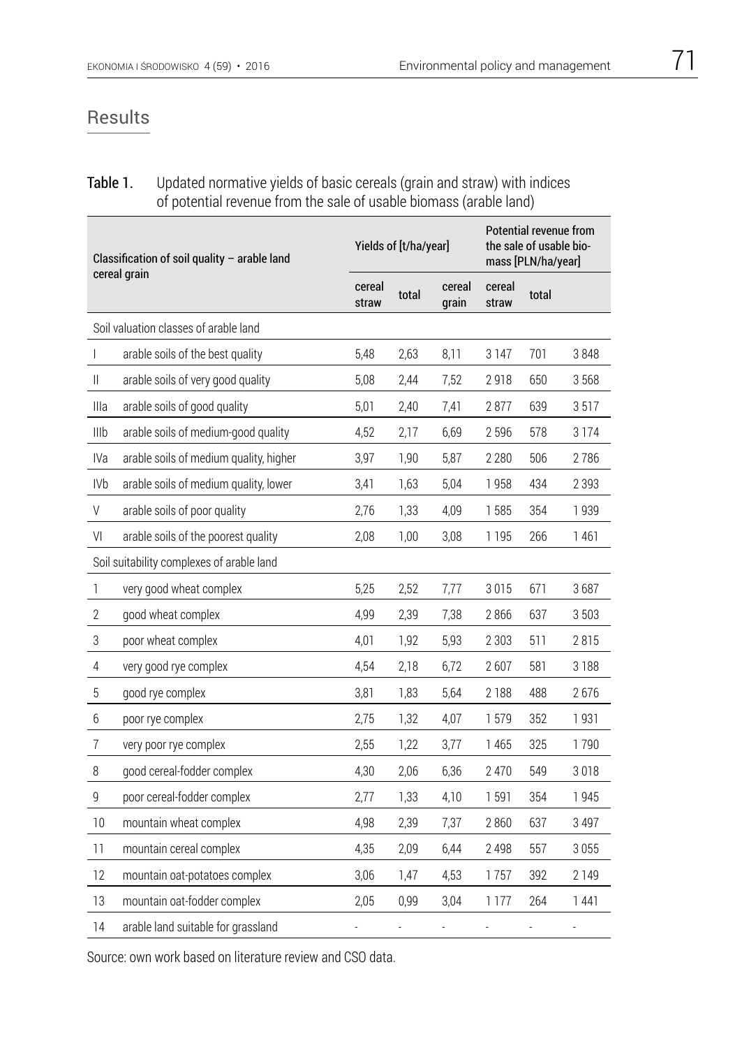## Results

**Table 1.** Updated normative yields of basic cereals (grain and straw) with indices of potential revenue from the sale of usable biomass (arable land)

| Classification of soil quality – arable land cereal grain | | Yields of [t/ha/year] | | | Potential revenue from the sale of usable biomass [PLN/ha/year] | | |
|---|---|---|---|---|---|---|---|
| | | cereal straw | total | cereal grain | cereal straw | total | |
| Soil valuation classes of arable land | | | | | | | |
| I | arable soils of the best quality | 5,48 | 2,63 | 8,11 | 3 147 | 701 | 3 848 |
| II | arable soils of very good quality | 5,08 | 2,44 | 7,52 | 2 918 | 650 | 3 568 |
| IIIa | arable soils of good quality | 5,01 | 2,40 | 7,41 | 2 877 | 639 | 3 517 |
| IIIb | arable soils of medium-good quality | 4,52 | 2,17 | 6,69 | 2 596 | 578 | 3 174 |
| IVa | arable soils of medium quality, higher | 3,97 | 1,90 | 5,87 | 2 280 | 506 | 2 786 |
| IVb | arable soils of medium quality, lower | 3,41 | 1,63 | 5,04 | 1 958 | 434 | 2 393 |
| V | arable soils of poor quality | 2,76 | 1,33 | 4,09 | 1 585 | 354 | 1 939 |
| VI | arable soils of the poorest quality | 2,08 | 1,00 | 3,08 | 1 195 | 266 | 1 461 |
| Soil suitability complexes of arable land | | | | | | | |
| 1 | very good wheat complex | 5,25 | 2,52 | 7,77 | 3 015 | 671 | 3 687 |
| 2 | good wheat complex | 4,99 | 2,39 | 7,38 | 2 866 | 637 | 3 503 |
| 3 | poor wheat complex | 4,01 | 1,92 | 5,93 | 2 303 | 511 | 2 815 |
| 4 | very good rye complex | 4,54 | 2,18 | 6,72 | 2 607 | 581 | 3 188 |
| 5 | good rye complex | 3,81 | 1,83 | 5,64 | 2 188 | 488 | 2 676 |
| 6 | poor rye complex | 2,75 | 1,32 | 4,07 | 1 579 | 352 | 1 931 |
| 7 | very poor rye complex | 2,55 | 1,22 | 3,77 | 1 465 | 325 | 1 790 |
| 8 | good cereal-fodder complex | 4,30 | 2,06 | 6,36 | 2 470 | 549 | 3 018 |
| 9 | poor cereal-fodder complex | 2,77 | 1,33 | 4,10 | 1 591 | 354 | 1 945 |
| 10 | mountain wheat complex | 4,98 | 2,39 | 7,37 | 2 860 | 637 | 3 497 |
| 11 | mountain cereal complex | 4,35 | 2,09 | 6,44 | 2 498 | 557 | 3 055 |
| 12 | mountain oat-potatoes complex | 3,06 | 1,47 | 4,53 | 1 757 | 392 | 2 149 |
| 13 | mountain oat-fodder complex | 2,05 | 0,99 | 3,04 | 1 177 | 264 | 1 441 |
| 14 | arable land suitable for grassland | - | - | - | - | - | - |

Source: own work based on literature review and CSO data.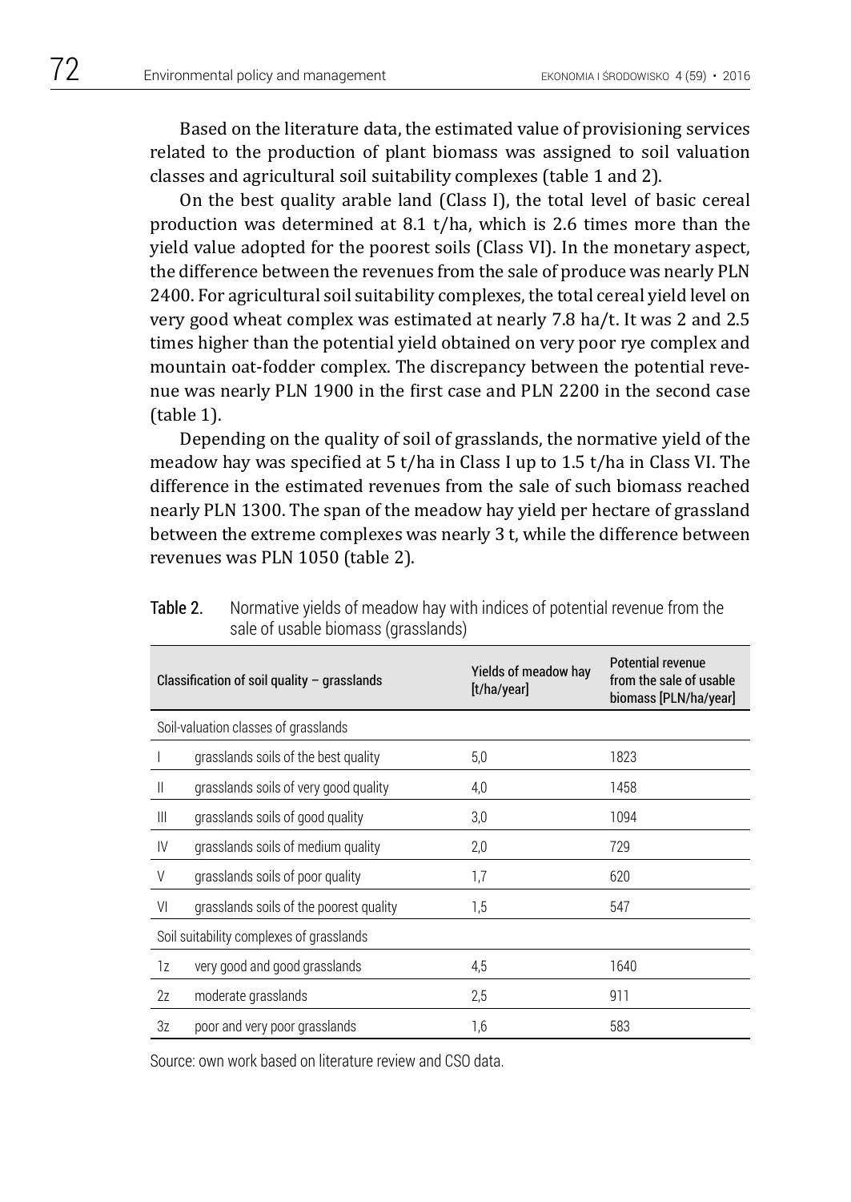Based on the literature data, the estimated value of provisioning services related to the production of plant biomass was assigned to soil valuation classes and agricultural soil suitability complexes (table 1 and 2).

On the best quality arable land (Class I), the total level of basic cereal production was determined at 8.1 t/ha, which is 2.6 times more than the yield value adopted for the poorest soils (Class VI). In the monetary aspect, the difference between the revenues from the sale of produce was nearly PLN 2400. For agricultural soil suitability complexes, the total cereal yield level on very good wheat complex was estimated at nearly 7.8 ha/t. It was 2 and 2.5 times higher than the potential yield obtained on very poor rye complex and mountain oat-fodder complex. The discrepancy between the potential revenue was nearly PLN 1900 in the first case and PLN 2200 in the second case (table 1).

Depending on the quality of soil of grasslands, the normative yield of the meadow hay was specified at 5 t/ha in Class I up to 1.5 t/ha in Class VI. The difference in the estimated revenues from the sale of such biomass reached nearly PLN 1300. The span of the meadow hay yield per hectare of grassland between the extreme complexes was nearly 3 t, while the difference between revenues was PLN 1050 (table 2).

**Table 2.** Normative yields of meadow hay with indices of potential revenue from the sale of usable biomass (grasslands)

| Classification of soil quality – grasslands | | Yields of meadow hay [t/ha/year] | Potential revenue from the sale of usable biomass [PLN/ha/year] |
|---|---|---|---|
| Soil-valuation classes of grasslands | | | |
| I | grasslands soils of the best quality | 5,0 | 1823 |
| II | grasslands soils of very good quality | 4,0 | 1458 |
| III | grasslands soils of good quality | 3,0 | 1094 |
| IV | grasslands soils of medium quality | 2,0 | 729 |
| V | grasslands soils of poor quality | 1,7 | 620 |
| VI | grasslands soils of the poorest quality | 1,5 | 547 |
| Soil suitability complexes of grasslands | | | |
| 1z | very good and good grasslands | 4,5 | 1640 |
| 2z | moderate grasslands | 2,5 | 911 |
| 3z | poor and very poor grasslands | 1,6 | 583 |

Source: own work based on literature review and CSO data.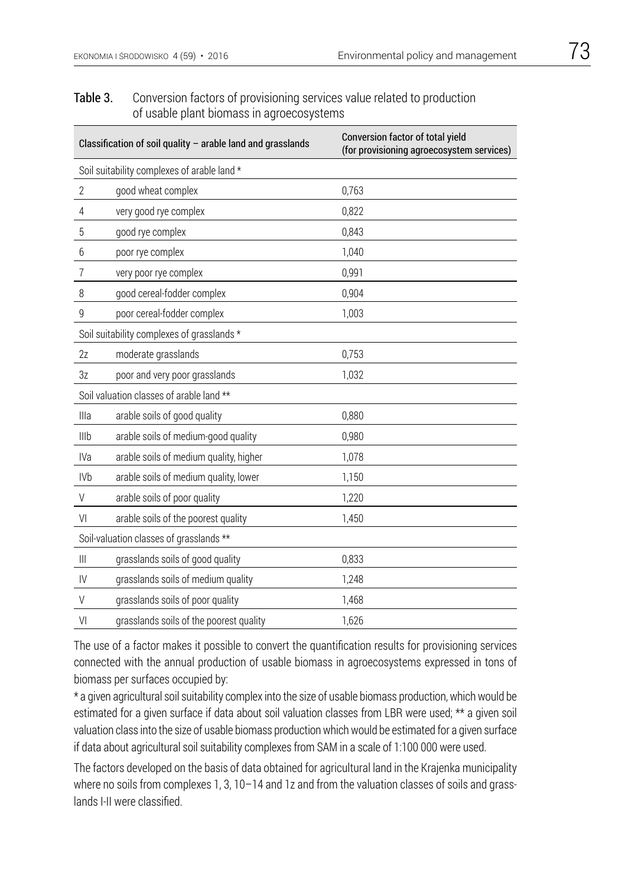**Table 3.** Conversion factors of provisioning services value related to production of usable plant biomass in agroecosystems

| Classification of soil quality – arable land and grasslands | | Conversion factor of total yield (for provisioning agroecosystem services) |
|---|---|---|
| Soil suitability complexes of arable land * | | |
| 2 | good wheat complex | 0,763 |
| 4 | very good rye complex | 0,822 |
| 5 | good rye complex | 0,843 |
| 6 | poor rye complex | 1,040 |
| 7 | very poor rye complex | 0,991 |
| 8 | good cereal-fodder complex | 0,904 |
| 9 | poor cereal-fodder complex | 1,003 |
| Soil suitability complexes of grasslands * | | |
| 2z | moderate grasslands | 0,753 |
| 3z | poor and very poor grasslands | 1,032 |
| Soil valuation classes of arable land ** | | |
| IIIa | arable soils of good quality | 0,880 |
| IIIb | arable soils of medium-good quality | 0,980 |
| IVa | arable soils of medium quality, higher | 1,078 |
| IVb | arable soils of medium quality, lower | 1,150 |
| V | arable soils of poor quality | 1,220 |
| VI | arable soils of the poorest quality | 1,450 |
| Soil-valuation classes of grasslands ** | | |
| III | grasslands soils of good quality | 0,833 |
| IV | grasslands soils of medium quality | 1,248 |
| V | grasslands soils of poor quality | 1,468 |
| VI | grasslands soils of the poorest quality | 1,626 |

The use of a factor makes it possible to convert the quantification results for provisioning services connected with the annual production of usable biomass in agroecosystems expressed in tons of biomass per surfaces occupied by:

* a given agricultural soil suitability complex into the size of usable biomass production, which would be estimated for a given surface if data about soil valuation classes from LBR were used; ** a given soil valuation class into the size of usable biomass production which would be estimated for a given surface if data about agricultural soil suitability complexes from SAM in a scale of 1:100 000 were used.

The factors developed on the basis of data obtained for agricultural land in the Krajenka municipality where no soils from complexes 1, 3, 10–14 and 1z and from the valuation classes of soils and grasslands I-II were classified.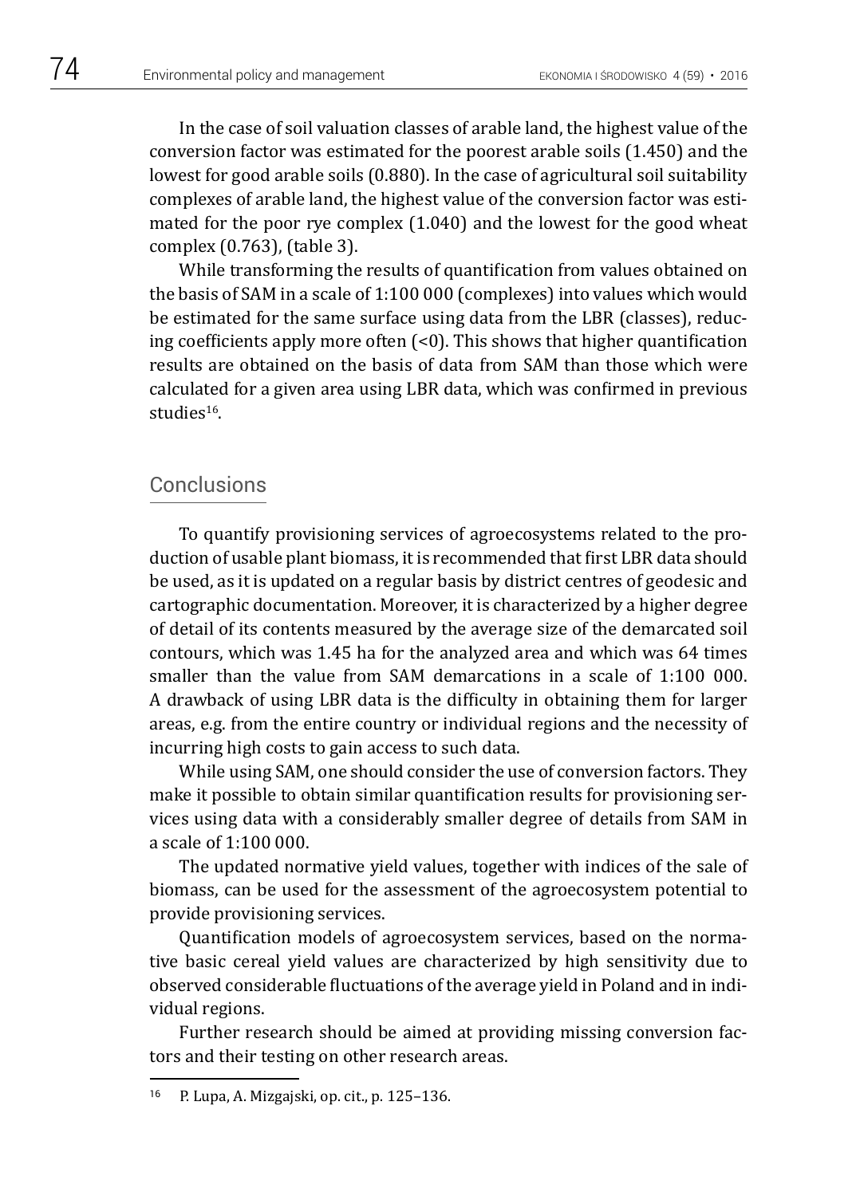In the case of soil valuation classes of arable land, the highest value of the conversion factor was estimated for the poorest arable soils (1.450) and the lowest for good arable soils (0.880). In the case of agricultural soil suitability complexes of arable land, the highest value of the conversion factor was estimated for the poor rye complex (1.040) and the lowest for the good wheat complex (0.763), (table 3).

While transforming the results of quantification from values obtained on the basis of SAM in a scale of 1:100 000 (complexes) into values which would be estimated for the same surface using data from the LBR (classes), reducing coefficients apply more often (<0). This shows that higher quantification results are obtained on the basis of data from SAM than those which were calculated for a given area using LBR data, which was confirmed in previous studies[16].

## Conclusions

To quantify provisioning services of agroecosystems related to the production of usable plant biomass, it is recommended that first LBR data should be used, as it is updated on a regular basis by district centres of geodesic and cartographic documentation. Moreover, it is characterized by a higher degree of detail of its contents measured by the average size of the demarcated soil contours, which was 1.45 ha for the analyzed area and which was 64 times smaller than the value from SAM demarcations in a scale of 1:100 000. A drawback of using LBR data is the difficulty in obtaining them for larger areas, e.g. from the entire country or individual regions and the necessity of incurring high costs to gain access to such data.

While using SAM, one should consider the use of conversion factors. They make it possible to obtain similar quantification results for provisioning services using data with a considerably smaller degree of details from SAM in a scale of 1:100 000.

The updated normative yield values, together with indices of the sale of biomass, can be used for the assessment of the agroecosystem potential to provide provisioning services.

Quantification models of agroecosystem services, based on the normative basic cereal yield values are characterized by high sensitivity due to observed considerable fluctuations of the average yield in Poland and in individual regions.

Further research should be aimed at providing missing conversion factors and their testing on other research areas.

[16] P. Lupa, A. Mizgajski, op. cit., p. 125–136.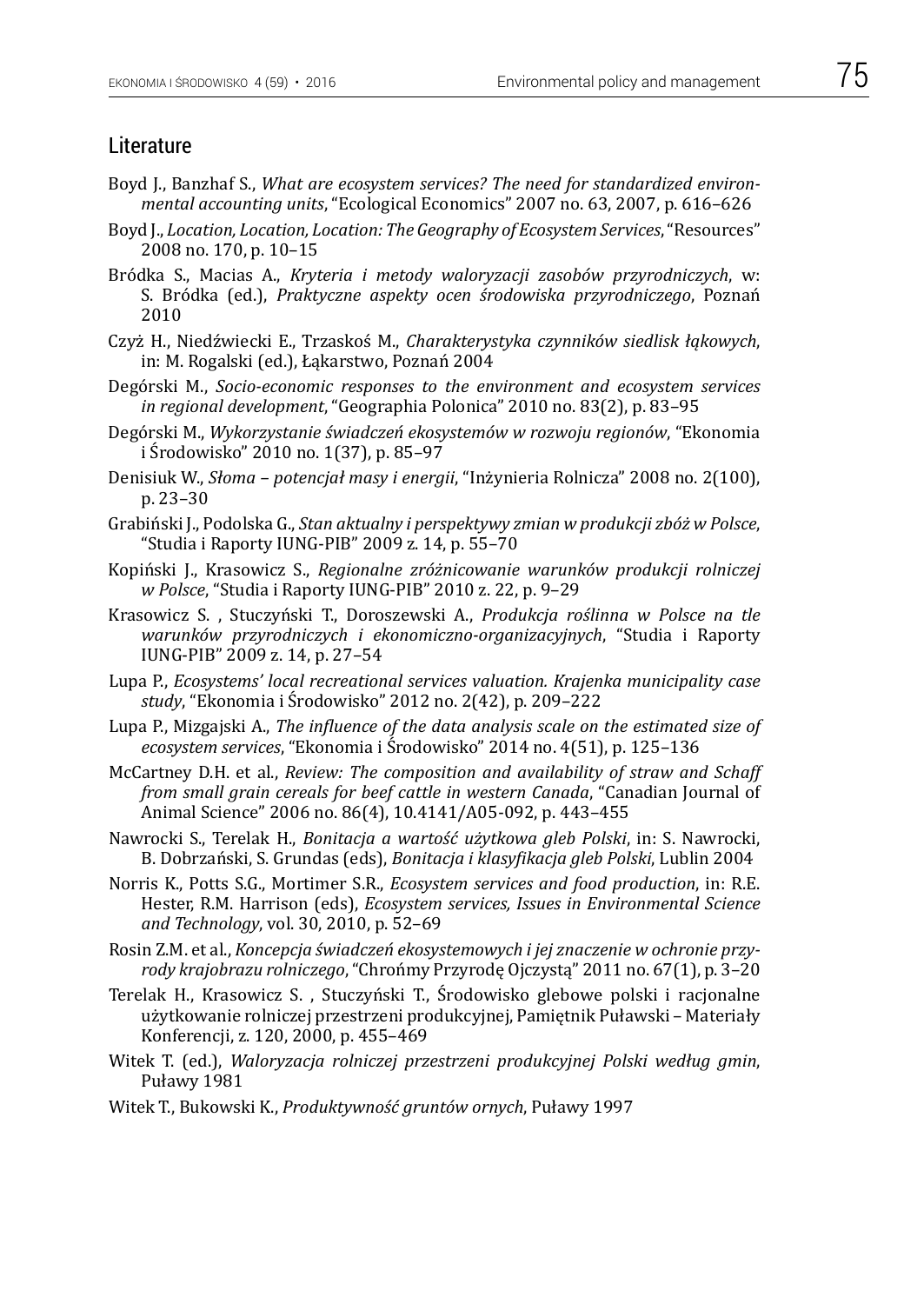## Literature

Boyd J., Banzhaf S., *What are ecosystem services? The need for standardized environmental accounting units*, "Ecological Economics" 2007 no. 63, 2007, p. 616–626

Boyd J., *Location, Location, Location: The Geography of Ecosystem Services*, "Resources" 2008 no. 170, p. 10–15

Bródka S., Macias A., *Kryteria i metody waloryzacji zasobów przyrodniczych*, w: S. Bródka (ed.), *Praktyczne aspekty ocen środowiska przyrodniczego*, Poznań 2010

Czyż H., Niedźwiecki E., Trzaskoś M., *Charakterystyka czynników siedlisk łąkowych*, in: M. Rogalski (ed.), Łąkarstwo, Poznań 2004

Degórski M., *Socio-economic responses to the environment and ecosystem services in regional development*, "Geographia Polonica" 2010 no. 83(2), p. 83–95

Degórski M., *Wykorzystanie świadczeń ekosystemów w rozwoju regionów*, "Ekonomia i Środowisko" 2010 no. 1(37), p. 85–97

Denisiuk W., *Słoma – potencjał masy i energii*, "Inżynieria Rolnicza" 2008 no. 2(100), p. 23–30

Grabiński J., Podolska G., *Stan aktualny i perspektywy zmian w produkcji zbóż w Polsce*, "Studia i Raporty IUNG-PIB" 2009 z. 14, p. 55–70

Kopiński J., Krasowicz S., *Regionalne zróżnicowanie warunków produkcji rolniczej w Polsce*, "Studia i Raporty IUNG-PIB" 2010 z. 22, p. 9–29

Krasowicz S. , Stuczyński T., Doroszewski A., *Produkcja roślinna w Polsce na tle warunków przyrodniczych i ekonomiczno-organizacyjnych*, "Studia i Raporty IUNG-PIB" 2009 z. 14, p. 27–54

Lupa P., *Ecosystems' local recreational services valuation. Krajenka municipality case study*, "Ekonomia i Środowisko" 2012 no. 2(42), p. 209–222

Lupa P., Mizgajski A., *The influence of the data analysis scale on the estimated size of ecosystem services*, "Ekonomia i Środowisko" 2014 no. 4(51), p. 125–136

McCartney D.H. et al., *Review: The composition and availability of straw and Schaff from small grain cereals for beef cattle in western Canada*, "Canadian Journal of Animal Science" 2006 no. 86(4), 10.4141/A05-092, p. 443–455

Nawrocki S., Terelak H., *Bonitacja a wartość użytkowa gleb Polski*, in: S. Nawrocki, B. Dobrzański, S. Grundas (eds), *Bonitacja i klasyfikacja gleb Polski*, Lublin 2004

Norris K., Potts S.G., Mortimer S.R., *Ecosystem services and food production*, in: R.E. Hester, R.M. Harrison (eds), *Ecosystem services, Issues in Environmental Science and Technology*, vol. 30, 2010, p. 52–69

Rosin Z.M. et al., *Koncepcja świadczeń ekosystemowych i jej znaczenie w ochronie przyrody krajobrazu rolniczego*, "Chrońmy Przyrodę Ojczystą" 2011 no. 67(1), p. 3–20

Terelak H., Krasowicz S. , Stuczyński T., Środowisko glebowe polski i racjonalne użytkowanie rolniczej przestrzeni produkcyjnej, Pamiętnik Puławski – Materiały Konferencji, z. 120, 2000, p. 455–469

Witek T. (ed.), *Waloryzacja rolniczej przestrzeni produkcyjnej Polski według gmin*, Puławy 1981

Witek T., Bukowski K., *Produktywność gruntów ornych*, Puławy 1997